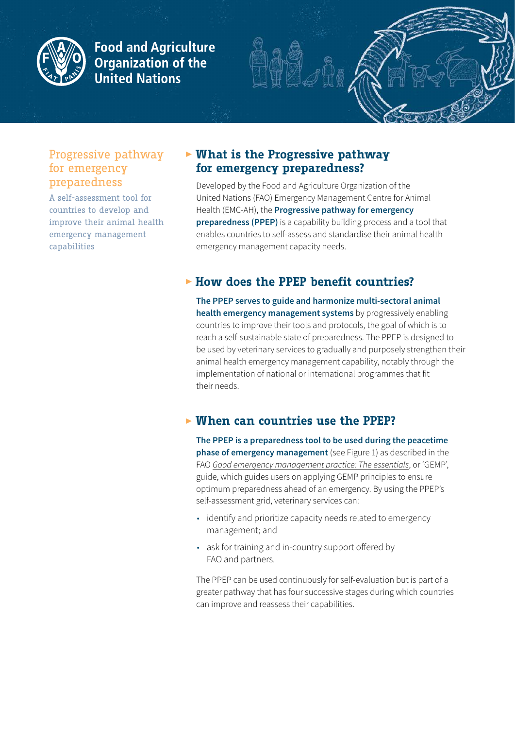Food and Agriculture Organization of the United Nations

# Progressive pathway for emergency preparedness

A self-assessment tool for countries to develop and improve their animal health emergency management capabilities

## What is the Progressive pathway for emergency preparedness?

Developed by the Food and Agriculture Organization of the United Nations (FAO) Emergency Management Centre for Animal Health (EMC-AH), the **Progressive pathway for emergency preparedness (PPEP)** is a capability building process and a tool that enables countries to self-assess and standardise their animal health emergency management capacity needs.

## How does the PPEP benefit countries?

**The PPEP serves to guide and harmonize multi-sectoral animal health emergency management systems** by progressively enabling countries to improve their tools and protocols, the goal of which is to reach a self-sustainable state of preparedness. The PPEP is designed to be used by veterinary services to gradually and purposely strengthen their animal health emergency management capability, notably through the implementation of national or international programmes that fit their needs.

## When can countries use the PPEP?

**The PPEP is a preparedness tool to be used during the peacetime phase of emergency management** (see Figure 1) as described in the FAO *Good emergency management practice: The essentials*, or 'GEMP', guide, which guides users on applying GEMP principles to ensure optimum preparedness ahead of an emergency. By using the PPEP's self-assessment grid, veterinary services can:

- identify and prioritize capacity needs related to emergency management; and
- ask for training and in-country support offered by FAO and partners.

The PPEP can be used continuously for self-evaluation but is part of a greater pathway that has four successive stages during which countries can improve and reassess their capabilities.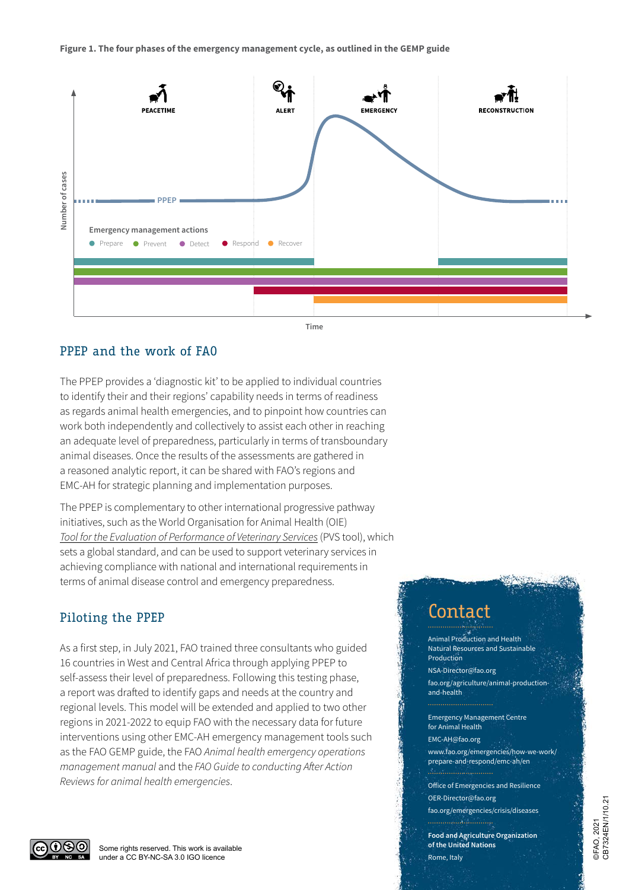**Figure 1. The four phases of the emergency management cycle, as outlined in the GEMP guide**

PEACETIME

ALERT

EMERGENCY

RECONSTRUCTION

Number of cases

PPEP

Emergency management actions

Prepare Prevent Detect Respond Recover

Time

## PPEP and the work of FAO

The PPEP provides a 'diagnostic kit' to be applied to individual countries to identify their and their regions' capability needs in terms of readiness as regards animal health emergencies, and to pinpoint how countries can work both independently and collectively to assist each other in reaching an adequate level of preparedness, particularly in terms of transboundary animal diseases. Once the results of the assessments are gathered in a reasoned analytic report, it can be shared with FAO's regions and EMC-AH for strategic planning and implementation purposes.

The PPEP is complementary to other international progressive pathway initiatives, such as the World Organisation for Animal Health (OIE) *Tool for the Evaluation of Performance of Veterinary Services* (PVS tool), which sets a global standard, and can be used to support veterinary services in achieving compliance with national and international requirements in terms of animal disease control and emergency preparedness.

## Piloting the PPEP

As a first step, in July 2021, FAO trained three consultants who guided 16 countries in West and Central Africa through applying PPEP to self-assess their level of preparedness. Following this testing phase, a report was drafted to identify gaps and needs at the country and regional levels. This model will be extended and applied to two other regions in 2021-2022 to equip FAO with the necessary data for future interventions using other EMC-AH emergency management tools such as the FAO GEMP guide, the FAO *Animal health emergency operations management manual* and the *FAO Guide to conducting After Action Reviews for animal health emergencies*.

## Contact

Animal Production and Health
Natural Resources and Sustainable Production
NSA-Director@fao.org
fao.org/agriculture/animal-production-and-health

Emergency Management Centre for Animal Health
EMC-AH@fao.org
www.fao.org/emergencies/how-we-work/prepare-and-respond/emc-ah/en

Office of Emergencies and Resilience
OER-Director@fao.org
fao.org/emergencies/crisis/diseases

**Food and Agriculture Organization of the United Nations**
Rome, Italy

Some rights reserved. This work is available under a CC BY-NC-SA 3.0 IGO licence

©FAO, 2021
CB7324EN/1/10.21